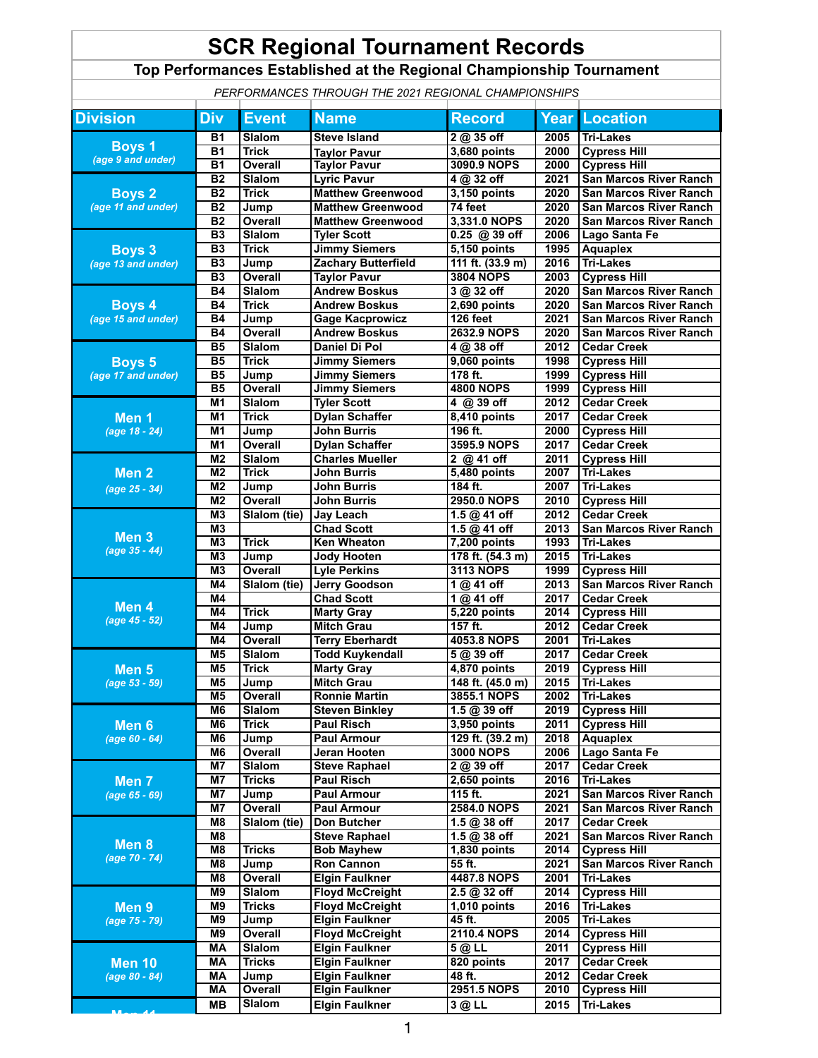# SCR Regional Tournament Records

## Top Performances Established at the Regional Championship Tournament

*PERFORMANCES THROUGH THE 2021 REGIONAL CHAMPIONSHIPS*

| Division | Div | Event | Name | Record | Year | Location |
|---|---|---|---|---|---|---|
| **Boys 1** *(age 9 and under)* | B1 | Slalom | Steve Island | 2 @ 35 off | 2005 | Tri-Lakes |
| | B1 | Trick | Taylor Pavur | 3,680 points | 2000 | Cypress Hill |
| | B1 | Overall | Taylor Pavur | 3090.9 NOPS | 2000 | Cypress Hill |
| **Boys 2** *(age 11 and under)* | B2 | Slalom | Lyric Pavur | 4 @ 32 off | 2021 | San Marcos River Ranch |
| | B2 | Trick | Matthew Greenwood | 3,150 points | 2020 | San Marcos River Ranch |
| | B2 | Jump | Matthew Greenwood | 74 feet | 2020 | San Marcos River Ranch |
| | B2 | Overall | Matthew Greenwood | 3,331.0 NOPS | 2020 | San Marcos River Ranch |
| **Boys 3** *(age 13 and under)* | B3 | Slalom | Tyler Scott | 0.25 @ 39 off | 2006 | Lago Santa Fe |
| | B3 | Trick | Jimmy Siemers | 5,150 points | 1995 | Aquaplex |
| | B3 | Jump | Zachary Butterfield | 111 ft. (33.9 m) | 2016 | Tri-Lakes |
| | B3 | Overall | Taylor Pavur | 3804 NOPS | 2003 | Cypress Hill |
| **Boys 4** *(age 15 and under)* | B4 | Slalom | Andrew Boskus | 3 @ 32 off | 2020 | San Marcos River Ranch |
| | B4 | Trick | Andrew Boskus | 2,690 points | 2020 | San Marcos River Ranch |
| | B4 | Jump | Gage Kacprowicz | 126 feet | 2021 | San Marcos River Ranch |
| | B4 | Overall | Andrew Boskus | 2632.9 NOPS | 2020 | San Marcos River Ranch |
| **Boys 5** *(age 17 and under)* | B5 | Slalom | Daniel Di Pol | 4 @ 38 off | 2012 | Cedar Creek |
| | B5 | Trick | Jimmy Siemers | 9,060 points | 1998 | Cypress Hill |
| | B5 | Jump | Jimmy Siemers | 178 ft. | 1999 | Cypress Hill |
| | B5 | Overall | Jimmy Siemers | 4800 NOPS | 1999 | Cypress Hill |
| **Men 1** *(age 18 - 24)* | M1 | Slalom | Tyler Scott | 4 @ 39 off | 2012 | Cedar Creek |
| | M1 | Trick | Dylan Schaffer | 8,410 points | 2017 | Cedar Creek |
| | M1 | Jump | John Burris | 196 ft. | 2000 | Cypress Hill |
| | M1 | Overall | Dylan Schaffer | 3595.9 NOPS | 2017 | Cedar Creek |
| **Men 2** *(age 25 - 34)* | M2 | Slalom | Charles Mueller | 2 @ 41 off | 2011 | Cypress Hill |
| | M2 | Trick | John Burris | 5,480 points | 2007 | Tri-Lakes |
| | M2 | Jump | John Burris | 184 ft. | 2007 | Tri-Lakes |
| | M2 | Overall | John Burris | 2950.0 NOPS | 2010 | Cypress Hill |
| **Men 3** *(age 35 - 44)* | M3 | Slalom (tie) | Jay Leach | 1.5 @ 41 off | 2012 | Cedar Creek |
| | M3 | | Chad Scott | 1.5 @ 41 off | 2013 | San Marcos River Ranch |
| | M3 | Trick | Ken Wheaton | 7,200 points | 1993 | Tri-Lakes |
| | M3 | Jump | Jody Hooten | 178 ft. (54.3 m) | 2015 | Tri-Lakes |
| | M3 | Overall | Lyle Perkins | 3113 NOPS | 1999 | Cypress Hill |
| **Men 4** *(age 45 - 52)* | M4 | Slalom (tie) | Jerry Goodson | 1 @ 41 off | 2013 | San Marcos River Ranch |
| | M4 | | Chad Scott | 1 @ 41 off | 2017 | Cedar Creek |
| | M4 | Trick | Marty Gray | 5,220 points | 2014 | Cypress Hill |
| | M4 | Jump | Mitch Grau | 157 ft. | 2012 | Cedar Creek |
| | M4 | Overall | Terry Eberhardt | 4053.8 NOPS | 2001 | Tri-Lakes |
| **Men 5** *(age 53 - 59)* | M5 | Slalom | Todd Kuykendall | 5 @ 39 off | 2017 | Cedar Creek |
| | M5 | Trick | Marty Gray | 4,870 points | 2019 | Cypress Hill |
| | M5 | Jump | Mitch Grau | 148 ft. (45.0 m) | 2015 | Tri-Lakes |
| | M5 | Overall | Ronnie Martin | 3855.1 NOPS | 2002 | Tri-Lakes |
| **Men 6** *(age 60 - 64)* | M6 | Slalom | Steven Binkley | 1.5 @ 39 off | 2019 | Cypress Hill |
| | M6 | Trick | Paul Risch | 3,950 points | 2011 | Cypress Hill |
| | M6 | Jump | Paul Armour | 129 ft. (39.2 m) | 2018 | Aquaplex |
| | M6 | Overall | Jeran Hooten | 3000 NOPS | 2006 | Lago Santa Fe |
| **Men 7** *(age 65 - 69)* | M7 | Slalom | Steve Raphael | 2 @ 39 off | 2017 | Cedar Creek |
| | M7 | Tricks | Paul Risch | 2,650 points | 2016 | Tri-Lakes |
| | M7 | Jump | Paul Armour | 115 ft. | 2021 | San Marcos River Ranch |
| | M7 | Overall | Paul Armour | 2584.0 NOPS | 2021 | San Marcos River Ranch |
| **Men 8** *(age 70 - 74)* | M8 | Slalom (tie) | Don Butcher | 1.5 @ 38 off | 2017 | Cedar Creek |
| | M8 | | Steve Raphael | 1.5 @ 38 off | 2021 | San Marcos River Ranch |
| | M8 | Tricks | Bob Mayhew | 1,830 points | 2014 | Cypress Hill |
| | M8 | Jump | Ron Cannon | 55 ft. | 2021 | San Marcos River Ranch |
| | M8 | Overall | Elgin Faulkner | 4487.8 NOPS | 2001 | Tri-Lakes |
| **Men 9** *(age 75 - 79)* | M9 | Slalom | Floyd McCreight | 2.5 @ 32 off | 2014 | Cypress Hill |
| | M9 | Tricks | Floyd McCreight | 1,010 points | 2016 | Tri-Lakes |
| | M9 | Jump | Elgin Faulkner | 45 ft. | 2005 | Tri-Lakes |
| | M9 | Overall | Floyd McCreight | 2110.4 NOPS | 2014 | Cypress Hill |
| **Men 10** *(age 80 - 84)* | MA | Slalom | Elgin Faulkner | 5 @ LL | 2011 | Cypress Hill |
| | MA | Tricks | Elgin Faulkner | 820 points | 2017 | Cedar Creek |
| | MA | Jump | Elgin Faulkner | 48 ft. | 2012 | Cedar Creek |
| | MA | Overall | Elgin Faulkner | 2951.5 NOPS | 2010 | Cypress Hill |
| **Men 11** | MB | Slalom | Elgin Faulkner | 3 @ LL | 2015 | Tri-Lakes |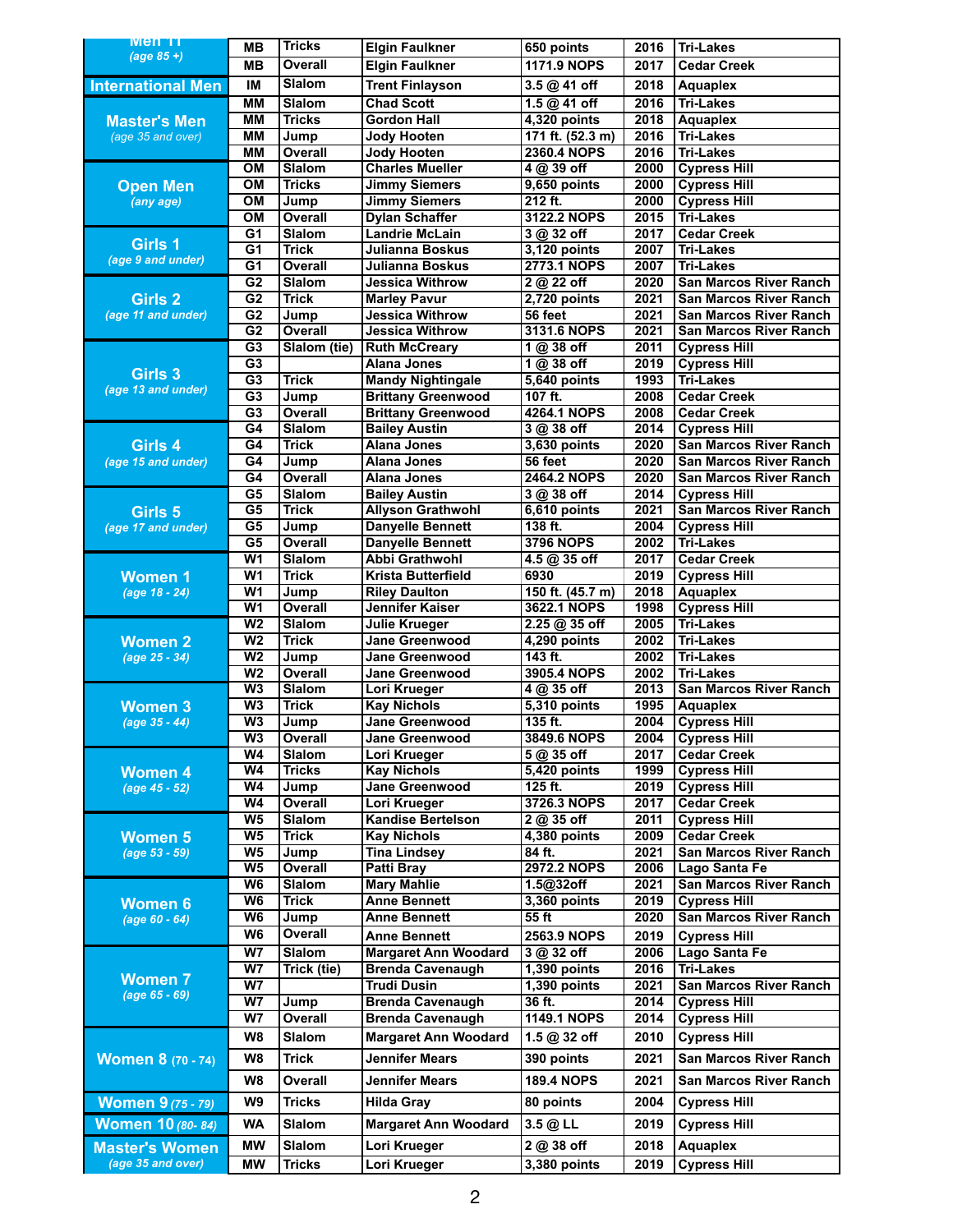| Division | Code | Event | Name | Record | Year | Site |
|---|---|---|---|---|---|---|
| Men 11 (age 85 +) | MB | Tricks | Elgin Faulkner | 650 points | 2016 | Tri-Lakes |
| | MB | Overall | Elgin Faulkner | 1171.9 NOPS | 2017 | Cedar Creek |
| International Men | IM | Slalom | Trent Finlayson | 3.5 @ 41 off | 2018 | Aquaplex |
| Master's Men (age 35 and over) | MM | Slalom | Chad Scott | 1.5 @ 41 off | 2016 | Tri-Lakes |
| | MM | Tricks | Gordon Hall | 4,320 points | 2018 | Aquaplex |
| | MM | Jump | Jody Hooten | 171 ft. (52.3 m) | 2016 | Tri-Lakes |
| | MM | Overall | Jody Hooten | 2360.4 NOPS | 2016 | Tri-Lakes |
| Open Men (any age) | OM | Slalom | Charles Mueller | 4 @ 39 off | 2000 | Cypress Hill |
| | OM | Tricks | Jimmy Siemers | 9,650 points | 2000 | Cypress Hill |
| | OM | Jump | Jimmy Siemers | 212 ft. | 2000 | Cypress Hill |
| | OM | Overall | Dylan Schaffer | 3122.2 NOPS | 2015 | Tri-Lakes |
| Girls 1 (age 9 and under) | G1 | Slalom | Landrie McLain | 3 @ 32 off | 2017 | Cedar Creek |
| | G1 | Trick | Julianna Boskus | 3,120 points | 2007 | Tri-Lakes |
| | G1 | Overall | Julianna Boskus | 2773.1 NOPS | 2007 | Tri-Lakes |
| Girls 2 (age 11 and under) | G2 | Slalom | Jessica Withrow | 2 @ 22 off | 2020 | San Marcos River Ranch |
| | G2 | Trick | Marley Pavur | 2,720 points | 2021 | San Marcos River Ranch |
| | G2 | Jump | Jessica Withrow | 56 feet | 2021 | San Marcos River Ranch |
| | G2 | Overall | Jessica Withrow | 3131.6 NOPS | 2021 | San Marcos River Ranch |
| Girls 3 (age 13 and under) | G3 | Slalom (tie) | Ruth McCreary | 1 @ 38 off | 2011 | Cypress Hill |
| | G3 | | Alana Jones | 1 @ 38 off | 2019 | Cypress Hill |
| | G3 | Trick | Mandy Nightingale | 5,640 points | 1993 | Tri-Lakes |
| | G3 | Jump | Brittany Greenwood | 107 ft. | 2008 | Cedar Creek |
| | G3 | Overall | Brittany Greenwood | 4264.1 NOPS | 2008 | Cedar Creek |
| Girls 4 (age 15 and under) | G4 | Slalom | Bailey Austin | 3 @ 38 off | 2014 | Cypress Hill |
| | G4 | Trick | Alana Jones | 3,630 points | 2020 | San Marcos River Ranch |
| | G4 | Jump | Alana Jones | 56 feet | 2020 | San Marcos River Ranch |
| | G4 | Overall | Alana Jones | 2464.2 NOPS | 2020 | San Marcos River Ranch |
| Girls 5 (age 17 and under) | G5 | Slalom | Bailey Austin | 3 @ 38 off | 2014 | Cypress Hill |
| | G5 | Trick | Allyson Grathwohl | 6,610 points | 2021 | San Marcos River Ranch |
| | G5 | Jump | Danyelle Bennett | 138 ft. | 2004 | Cypress Hill |
| | G5 | Overall | Danyelle Bennett | 3796 NOPS | 2002 | Tri-Lakes |
| Women 1 (age 18 - 24) | W1 | Slalom | Abbi Grathwohl | 4.5 @ 35 off | 2017 | Cedar Creek |
| | W1 | Trick | Krista Butterfield | 6930 | 2019 | Cypress Hill |
| | W1 | Jump | Riley Daulton | 150 ft. (45.7 m) | 2018 | Aquaplex |
| | W1 | Overall | Jennifer Kaiser | 3622.1 NOPS | 1998 | Cypress Hill |
| Women 2 (age 25 - 34) | W2 | Slalom | Julie Krueger | 2.25 @ 35 off | 2005 | Tri-Lakes |
| | W2 | Trick | Jane Greenwood | 4,290 points | 2002 | Tri-Lakes |
| | W2 | Jump | Jane Greenwood | 143 ft. | 2002 | Tri-Lakes |
| | W2 | Overall | Jane Greenwood | 3905.4 NOPS | 2002 | Tri-Lakes |
| Women 3 (age 35 - 44) | W3 | Slalom | Lori Krueger | 4 @ 35 off | 2013 | San Marcos River Ranch |
| | W3 | Trick | Kay Nichols | 5,310 points | 1995 | Aquaplex |
| | W3 | Jump | Jane Greenwood | 135 ft. | 2004 | Cypress Hill |
| | W3 | Overall | Jane Greenwood | 3849.6 NOPS | 2004 | Cypress Hill |
| Women 4 (age 45 - 52) | W4 | Slalom | Lori Krueger | 5 @ 35 off | 2017 | Cedar Creek |
| | W4 | Tricks | Kay Nichols | 5,420 points | 1999 | Cypress Hill |
| | W4 | Jump | Jane Greenwood | 125 ft. | 2019 | Cypress Hill |
| | W4 | Overall | Lori Krueger | 3726.3 NOPS | 2017 | Cedar Creek |
| Women 5 (age 53 - 59) | W5 | Slalom | Kandise Bertelson | 2 @ 35 off | 2011 | Cypress Hill |
| | W5 | Trick | Kay Nichols | 4,380 points | 2009 | Cedar Creek |
| | W5 | Jump | Tina Lindsey | 84 ft. | 2021 | San Marcos River Ranch |
| | W5 | Overall | Patti Bray | 2972.2 NOPS | 2006 | Lago Santa Fe |
| Women 6 (age 60 - 64) | W6 | Slalom | Mary Mahlie | 1.5@32off | 2021 | San Marcos River Ranch |
| | W6 | Trick | Anne Bennett | 3,360 points | 2019 | Cypress Hill |
| | W6 | Jump | Anne Bennett | 55 ft | 2020 | San Marcos River Ranch |
| | W6 | Overall | Anne Bennett | 2563.9 NOPS | 2019 | Cypress Hill |
| Women 7 (age 65 - 69) | W7 | Slalom | Margaret Ann Woodard | 3 @ 32 off | 2006 | Lago Santa Fe |
| | W7 | Trick (tie) | Brenda Cavenaugh | 1,390 points | 2016 | Tri-Lakes |
| | W7 | | Trudi Dusin | 1,390 points | 2021 | San Marcos River Ranch |
| | W7 | Jump | Brenda Cavenaugh | 36 ft. | 2014 | Cypress Hill |
| | W7 | Overall | Brenda Cavenaugh | 1149.1 NOPS | 2014 | Cypress Hill |
| Women 8 (70 - 74) | W8 | Slalom | Margaret Ann Woodard | 1.5 @ 32 off | 2010 | Cypress Hill |
| | W8 | Trick | Jennifer Mears | 390 points | 2021 | San Marcos River Ranch |
| | W8 | Overall | Jennifer Mears | 189.4 NOPS | 2021 | San Marcos River Ranch |
| Women 9 (75 - 79) | W9 | Tricks | Hilda Gray | 80 points | 2004 | Cypress Hill |
| Women 10 (80- 84) | WA | Slalom | Margaret Ann Woodard | 3.5 @ LL | 2019 | Cypress Hill |
| Master's Women (age 35 and over) | MW | Slalom | Lori Krueger | 2 @ 38 off | 2018 | Aquaplex |
| | MW | Tricks | Lori Krueger | 3,380 points | 2019 | Cypress Hill |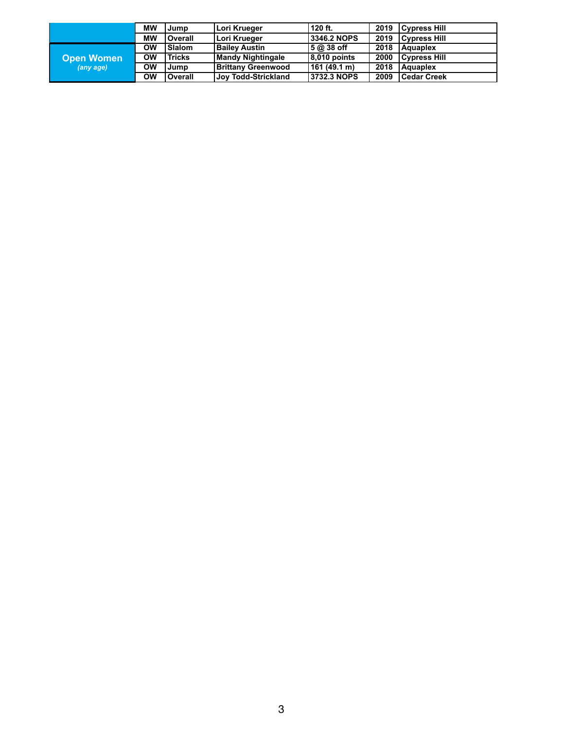| | | | | | | |
|---|---|---|---|---|---|---|
| | MW | Jump | Lori Krueger | 120 ft. | 2019 | Cypress Hill |
| | MW | Overall | Lori Krueger | 3346.2 NOPS | 2019 | Cypress Hill |
| **Open Women** *(any age)* | OW | Slalom | Bailey Austin | 5 @ 38 off | 2018 | Aquaplex |
| | OW | Tricks | Mandy Nightingale | 8,010 points | 2000 | Cypress Hill |
| | OW | Jump | Brittany Greenwood | 161 (49.1 m) | 2018 | Aquaplex |
| | OW | Overall | Joy Todd-Strickland | 3732.3 NOPS | 2009 | Cedar Creek |